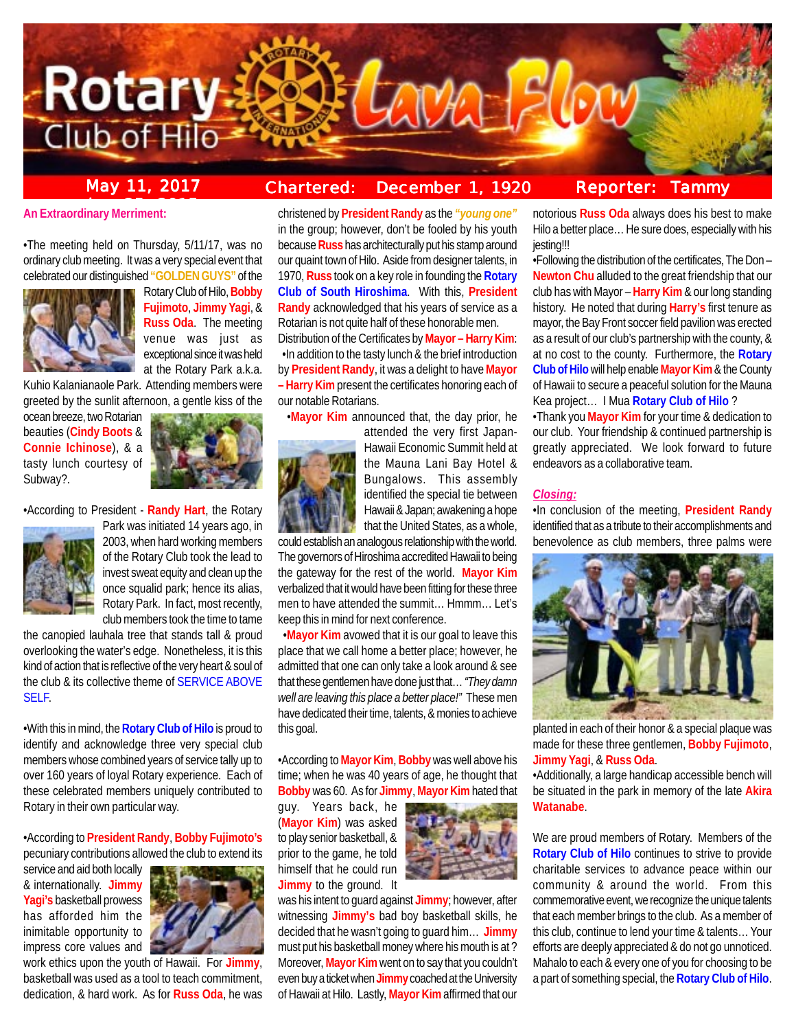# Rotary Club of Hilo — Lava Flow

**May 11, 2017** | **Chartered: December 1, 1920** | **Reporter: Tammy**

**An Extraordinary Merriment:**

•The meeting held on Thursday, 5/11/17, was no ordinary club meeting. It was a very special event that celebrated our distinguished **"GOLDEN GUYS"** of the Rotary Club of Hilo, **Bobby Fujimoto**, **Jimmy Yagi**, & **Russ Oda**. The meeting venue was just as exceptional since it was held at the Rotary Park a.k.a. Kuhio Kalanianaole Park. Attending members were greeted by the sunlit afternoon, a gentle kiss of the ocean breeze, two Rotarian beauties (**Cindy Boots** & **Connie Ichinose**), & a tasty lunch courtesy of Subway?.

•According to President - **Randy Hart**, the Rotary Park was initiated 14 years ago, in 2003, when hard working members of the Rotary Club took the lead to invest sweat equity and clean up the once squalid park; hence its alias, Rotary Park. In fact, most recently, club members took the time to tame the canopied lauhala tree that stands tall & proud overlooking the water's edge. Nonetheless, it is this kind of action that is reflective of the very heart & soul of the club & its collective theme of SERVICE ABOVE SELF.

•With this in mind, the **Rotary Club of Hilo** is proud to identify and acknowledge three very special club members whose combined years of service tally up to over 160 years of loyal Rotary experience. Each of these celebrated members uniquely contributed to Rotary in their own particular way.

•According to **President Randy**, **Bobby Fujimoto's** pecuniary contributions allowed the club to extend its service and aid both locally & internationally. **Jimmy Yagi's** basketball prowess has afforded him the inimitable opportunity to impress core values and work ethics upon the youth of Hawaii. For **Jimmy**, basketball was used as a tool to teach commitment, dedication, & hard work. As for **Russ Oda**, he was christened by **President Randy** as the ***"young one"*** in the group; however, don't be fooled by his youth because **Russ** has architecturally put his stamp around our quaint town of Hilo. Aside from designer talents, in 1970, **Russ** took on a key role in founding the **Rotary Club of South Hiroshima**. With this, **President Randy** acknowledged that his years of service as a Rotarian is not quite half of these honorable men.

Distribution of the Certificates by **Mayor – Harry Kim**:

•In addition to the tasty lunch & the brief introduction by **President Randy**, it was a delight to have **Mayor – Harry Kim** present the certificates honoring each of our notable Rotarians.

•**Mayor Kim** announced that, the day prior, he attended the very first Japan-Hawaii Economic Summit held at the Mauna Lani Bay Hotel & Bungalows. This assembly identified the special tie between Hawaii & Japan; awakening a hope that the United States, as a whole, could establish an analogous relationship with the world. The governors of Hiroshima accredited Hawaii to being the gateway for the rest of the world. **Mayor Kim** verbalized that it would have been fitting for these three men to have attended the summit… Hmmm… Let's keep this in mind for next conference.

•**Mayor Kim** avowed that it is our goal to leave this place that we call home a better place; however, he admitted that one can only take a look around & see that these gentlemen have done just that… *"They damn well are leaving this place a better place!"* These men have dedicated their time, talents, & monies to achieve this goal.

•According to **Mayor Kim**, **Bobby** was well above his time; when he was 40 years of age, he thought that **Bobby** was 60. As for **Jimmy**, **Mayor Kim** hated that guy. Years back, he (**Mayor Kim**) was asked to play senior basketball, & prior to the game, he told himself that he could run **Jimmy** to the ground. It was his intent to guard against **Jimmy**; however, after witnessing **Jimmy's** bad boy basketball skills, he decided that he wasn't going to guard him… **Jimmy** must put his basketball money where his mouth is at ? Moreover, **Mayor Kim** went on to say that you couldn't even buy a ticket when **Jimmy** coached at the University of Hawaii at Hilo. Lastly, **Mayor Kim** affirmed that our notorious **Russ Oda** always does his best to make Hilo a better place… He sure does, especially with his jesting!!!

•Following the distribution of the certificates, The Don – **Newton Chu** alluded to the great friendship that our club has with Mayor – **Harry Kim** & our long standing history. He noted that during **Harry's** first tenure as mayor, the Bay Front soccer field pavilion was erected as a result of our club's partnership with the county, & at no cost to the county. Furthermore, the **Rotary Club of Hilo** will help enable **Mayor Kim** & the County of Hawaii to secure a peaceful solution for the Mauna Kea project… I Mua **Rotary Club of Hilo** ?

•Thank you **Mayor Kim** for your time & dedication to our club. Your friendship & continued partnership is greatly appreciated. We look forward to future endeavors as a collaborative team.

***Closing:***

•In conclusion of the meeting, **President Randy** identified that as a tribute to their accomplishments and benevolence as club members, three palms were planted in each of their honor & a special plaque was made for these three gentlemen, **Bobby Fujimoto**, **Jimmy Yagi**, & **Russ Oda**.

•Additionally, a large handicap accessible bench will be situated in the park in memory of the late **Akira Watanabe**.

We are proud members of Rotary. Members of the **Rotary Club of Hilo** continues to strive to provide charitable services to advance peace within our community & around the world. From this commemorative event, we recognize the unique talents that each member brings to the club. As a member of this club, continue to lend your time & talents… Your efforts are deeply appreciated & do not go unnoticed. Mahalo to each & every one of you for choosing to be a part of something special, the **Rotary Club of Hilo**.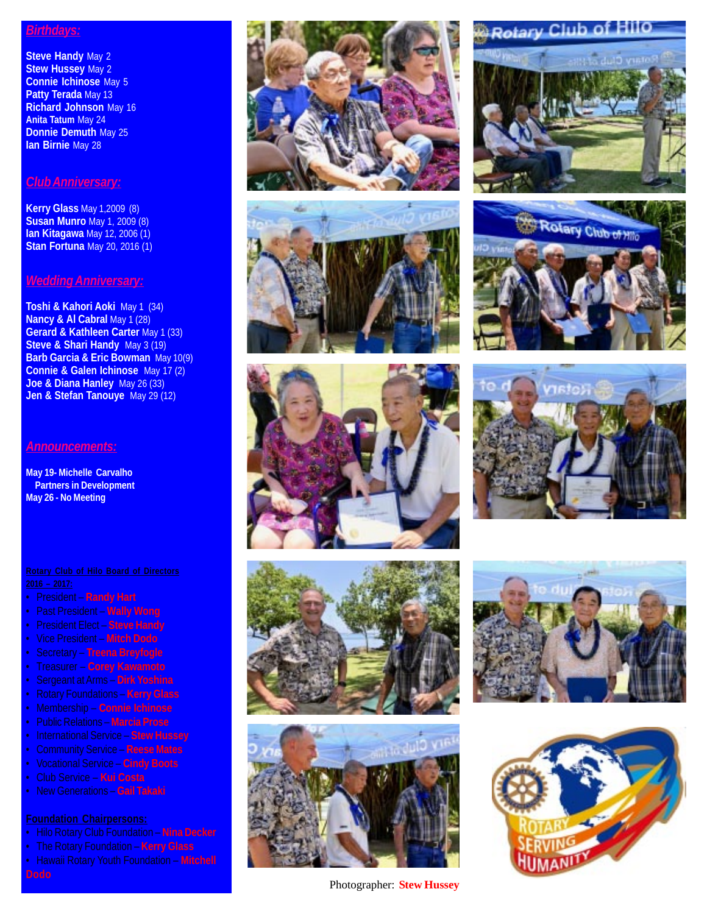## *Birthdays:*

**Steve Handy** May 2
**Stew Hussey** May 2
**Connie Ichinose** May 5
**Patty Terada** May 13
**Richard Johnson** May 16
**Anita Tatum** May 24
**Donnie Demuth** May 25
**Ian Birnie** May 28

## *Club Anniversary:*

**Kerry Glass** May 1,2009 (8)
**Susan Munro** May 1, 2009 (8)
**Ian Kitagawa** May 12, 2006 (1)
**Stan Fortuna** May 20, 2016 (1)

## *Wedding Anniversary:*

**Toshi & Kahori Aoki** May 1 (34)
**Nancy & Al Cabral** May 1 (28)
**Gerard & Kathleen Carter** May 1 (33)
**Steve & Shari Handy** May 3 (19)
**Barb Garcia & Eric Bowman** May 10(9)
**Connie & Galen Ichinose** May 17 (2)
**Joe & Diana Hanley** May 26 (33)
**Jen & Stefan Tanouye** May 29 (12)

## *Announcements:*

**May 19- Michelle Carvalho**
**Partners in Development**
**May 26 - No Meeting**

**Rotary Club of Hilo Board of Directors 2016 – 2017:**

- President – **Randy Hart**
- Past President – **Wally Wong**
- President Elect – **Steve Handy**
- Vice President – **Mitch Dodo**
- Secretary – **Treena Breyfogle**
- Treasurer – **Corey Kawamoto**
- Sergeant at Arms – **Dirk Yoshina**
- Rotary Foundations – **Kerry Glass**
- Membership – **Connie Ichinose**
- Public Relations – **Marcia Prose**
- International Service – **Stew Hussey**
- Community Service – **Reese Mates**
- Vocational Service – **Cindy Boots**
- Club Service – **Kui Costa**
- New Generations – **Gail Takaki**

**Foundation Chairpersons:**

- Hilo Rotary Club Foundation – **Nina Decker**
- The Rotary Foundation – **Kerry Glass**
- Hawaii Rotary Youth Foundation – **Mitchell Dodo**

Photographer: **Stew Hussey**